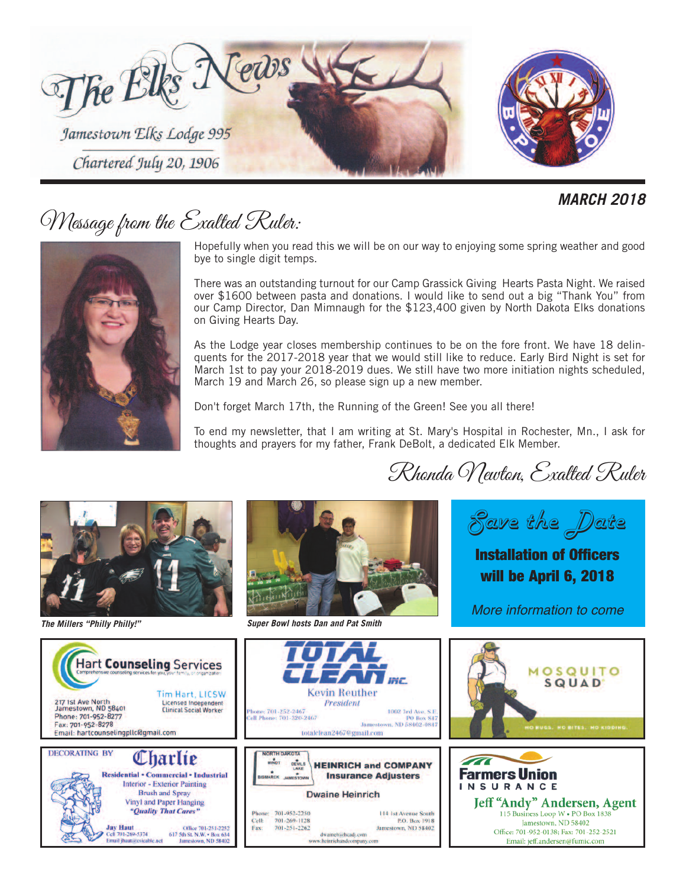# The Elks News

Jamestown Elks Lodge 995

Chartered July 20, 1906

**MARCH 2018**

## Message from the Exalted Ruler:

Hopefully when you read this we will be on our way to enjoying some spring weather and good bye to single digit temps.

There was an outstanding turnout for our Camp Grassick Giving Hearts Pasta Night. We raised over $1600 between pasta and donations. I would like to send out a big "Thank You" from our Camp Director, Dan Mimnaugh for the $123,400 given by North Dakota Elks donations on Giving Hearts Day.

As the Lodge year closes membership continues to be on the fore front. We have 18 delinquents for the 2017-2018 year that we would still like to reduce. Early Bird Night is set for March 1st to pay your 2018-2019 dues. We still have two more initiation nights scheduled, March 19 and March 26, so please sign up a new member.

Don't forget March 17th, the Running of the Green! See you all there!

To end my newsletter, that I am writing at St. Mary's Hospital in Rochester, Mn., I ask for thoughts and prayers for my father, Frank DeBolt, a dedicated Elk Member.

*Rhonda Newton, Exalted Ruler*

*The Millers "Philly Philly!"*

*Super Bowl hosts Dan and Pat Smith*

### Save the Date

**Installation of Officers will be April 6, 2018**

*More information to come*

---

**Hart Counseling Services**
Comprehensive counseling services for you, your family, or organization

Tim Hart, LICSW
Licensed Independent Clinical Social Worker

217 1st Ave North
Jamestown, ND 58401
Phone: 701-952-8277
Fax: 701-952-8278
Email: hartcounselingpllc@gmail.com

---

**TOTAL CLEAN INC.**

Kevin Reuther
*President*

Phone: 701-252-2467
Cell Phone: 701-320-2467
1002 3rd Ave. S.E.
PO Box 847
Jamestown, ND 58402-0847
totalclean2467@gmail.com

---

**MOSQUITO SQUAD**

NO BUGS. NO BITES. NO KIDDING.

---

DECORATING BY **Charlie**

Residential • Commercial • Industrial
Interior - Exterior Painting
Brush and Spray
Vinyl and Paper Hanging
*"Quality That Cares"*

Jay Haut
Cell 701-269-5374
Email jhaut@csicable.net
Office 701-251-2252
617 5th St. N.W. • Box 634
Jamestown, ND 58402

---

**HEINRICH and COMPANY**
**Insurance Adjusters**

Dwaine Heinrich

Phone: 701-952-2250
Cell: 701-269-1128
Fax: 701-251-2262
114 1st Avenue South
P.O. Box 1918
Jamestown, ND 58402
dwaineh@hcadj.com
www.heinrichandcompany.com

---

**Farmers Union INSURANCE**

Jeff "Andy" Andersen, Agent
115 Business Loop W • PO Box 1838
Jamestown, ND 58402
Office: 701-952-0138; Fax: 701-252-2521
Email: jeff.andersen@fumic.com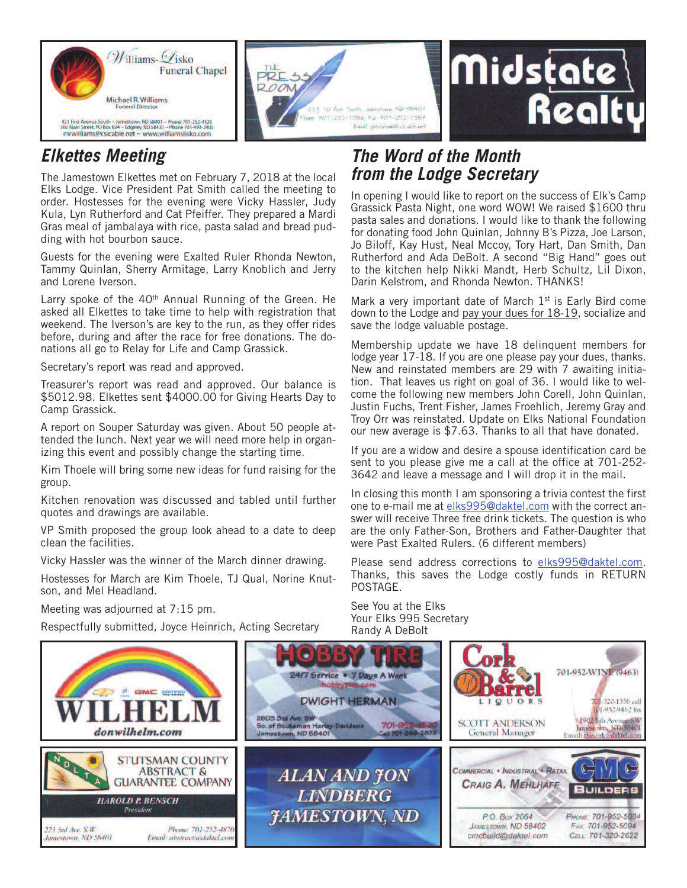Williams-Lisko Funeral Chapel
Michael R. Williams
Funeral Director
421 First Avenue South ~ Jamestown, ND 58401 ~ Phone 701-252-4520
302 Main Street, PO Box 624 ~ Edgeley, ND 58433 ~ Phone 701-493-2405
mrwilliams@csicable.net ~ www.williamslisko.com

The Press Room
223 1st Ave. South, Jamestown, ND 58401
Phone 701-252-1584; Fax 701-252-1587
Email pressroom@csicable.net

Midstate Realty

## Elkettes Meeting

The Jamestown Elkettes met on February 7, 2018 at the local Elks Lodge. Vice President Pat Smith called the meeting to order. Hostesses for the evening were Vicky Hassler, Judy Kula, Lyn Rutherford and Cat Pfeiffer. They prepared a Mardi Gras meal of jambalaya with rice, pasta salad and bread pudding with hot bourbon sauce.

Guests for the evening were Exalted Ruler Rhonda Newton, Tammy Quinlan, Sherry Armitage, Larry Knoblich and Jerry and Lorene Iverson.

Larry spoke of the 40th Annual Running of the Green. He asked all Elkettes to take time to help with registration that weekend. The Iverson's are key to the run, as they offer rides before, during and after the race for free donations. The donations all go to Relay for Life and Camp Grassick.

Secretary's report was read and approved.

Treasurer's report was read and approved. Our balance is $5012.98. Elkettes sent $4000.00 for Giving Hearts Day to Camp Grassick.

A report on Souper Saturday was given. About 50 people attended the lunch. Next year we will need more help in organizing this event and possibly change the starting time.

Kim Thoele will bring some new ideas for fund raising for the group.

Kitchen renovation was discussed and tabled until further quotes and drawings are available.

VP Smith proposed the group look ahead to a date to deep clean the facilities.

Vicky Hassler was the winner of the March dinner drawing.

Hostesses for March are Kim Thoele, TJ Qual, Norine Knutson, and Mel Headland.

Meeting was adjourned at 7:15 pm.

Respectfully submitted, Joyce Heinrich, Acting Secretary

## The Word of the Month from the Lodge Secretary

In opening I would like to report on the success of Elk's Camp Grassick Pasta Night, one word WOW! We raised $1600 thru pasta sales and donations. I would like to thank the following for donating food John Quinlan, Johnny B's Pizza, Joe Larson, Jo Biloff, Kay Hust, Neal Mccoy, Tory Hart, Dan Smith, Dan Rutherford and Ada DeBolt. A second "Big Hand" goes out to the kitchen help Nikki Mandt, Herb Schultz, Lil Dixon, Darin Kelstrom, and Rhonda Newton. THANKS!

Mark a very important date of March 1st is Early Bird come down to the Lodge and pay your dues for 18-19, socialize and save the lodge valuable postage.

Membership update we have 18 delinquent members for lodge year 17-18. If you are one please pay your dues, thanks. New and reinstated members are 29 with 7 awaiting initiation. That leaves us right on goal of 36. I would like to welcome the following new members John Corell, John Quinlan, Justin Fuchs, Trent Fisher, James Froehlich, Jeremy Gray and Troy Orr was reinstated. Update on Elks National Foundation our new average is $7.63. Thanks to all that have donated.

If you are a widow and desire a spouse identification card be sent to you please give me a call at the office at 701-252-3642 and leave a message and I will drop it in the mail.

In closing this month I am sponsoring a trivia contest the first one to e-mail me at elks995@daktel.com with the correct answer will receive Three free drink tickets. The question is who are the only Father-Son, Brothers and Father-Daughter that were Past Exalted Rulers. (6 different members)

Please send address corrections to elks995@daktel.com. Thanks, this saves the Lodge costly funds in RETURN POSTAGE.

See You at the Elks
Your Elks 995 Secretary
Randy A DeBolt

WILHELM
donwilhelm.com

HOBBY TIRE
24/7 Service • 7 Days A Week
hobbytire.com
DWIGHT HERMAN
2603 3rd Ave. SW
So. of Stutsman Harley-Davidson
Jamestown, ND 58401
701-952-4520
Cell 701-269-2879

Cork & Barrel Liquors
701-952-WINE (9463)
701-320-1356 cell
701-952-9462 fax
SCOTT ANDERSON
General Manager
1902 8th Avenue SW
Jamestown, ND 58401
Email: thecork@daktel.com

STUTSMAN COUNTY ABSTRACT & GUARANTEE COMPANY
HAROLD P. BENSCH
President
223 3rd Ave. S.W.
Jamestown, ND 58401
Phone: 701-252-4870
Email: abstract@daktel.com

ALAN AND JON LINDBERG
JAMESTOWN, ND

CMC BUILDERS
Commercial • Industrial • Retail
Craig A. Mehlhaff
P.O. Box 2064
Jamestown, ND 58402
cmcbuild@daktel.com
Phone: 701-952-5084
Fax: 701-952-5094
Cell: 701-320-2622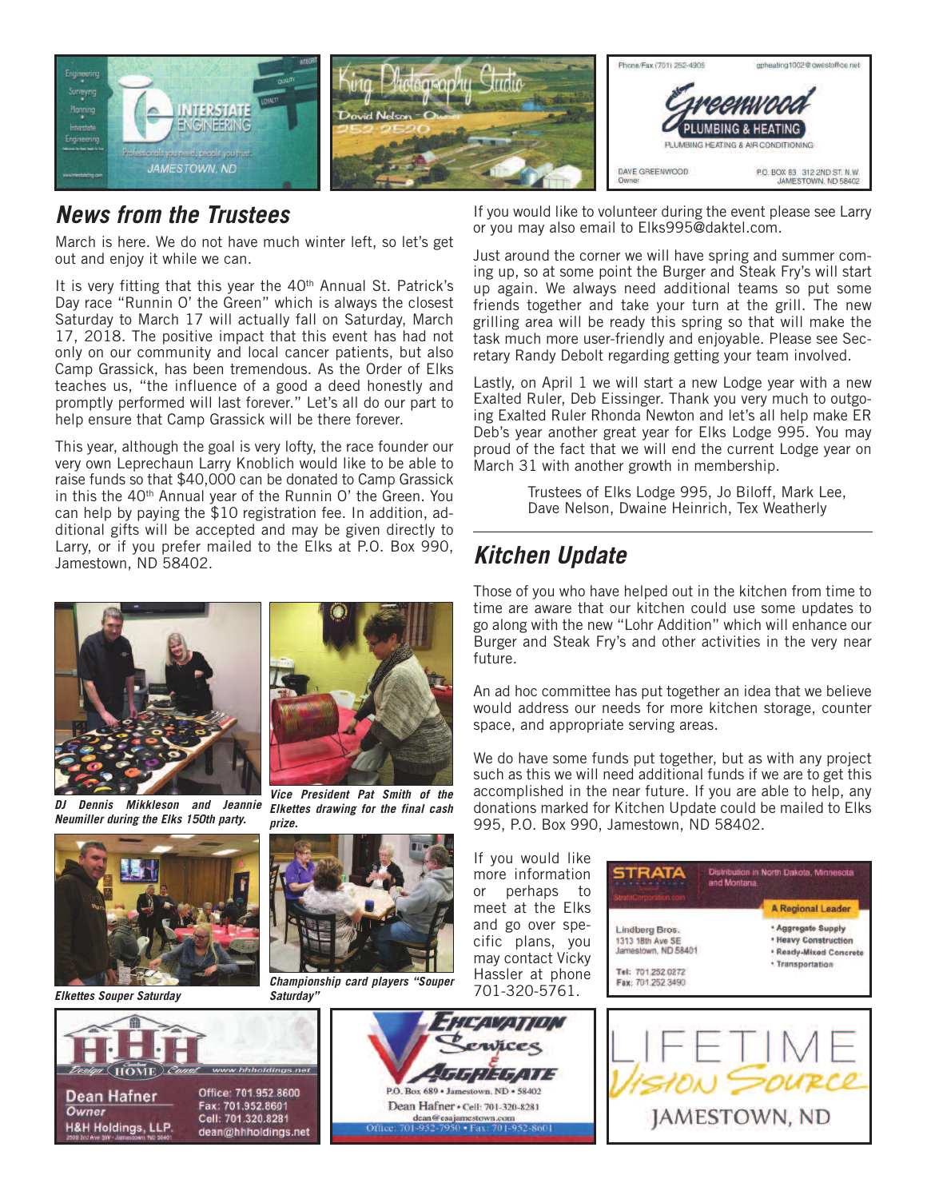## News from the Trustees

March is here. We do not have much winter left, so let's get out and enjoy it while we can.

It is very fitting that this year the 40th Annual St. Patrick's Day race "Runnin O' the Green" which is always the closest Saturday to March 17 will actually fall on Saturday, March 17, 2018. The positive impact that this event has had not only on our community and local cancer patients, but also Camp Grassick, has been tremendous. As the Order of Elks teaches us, "the influence of a good a deed honestly and promptly performed will last forever." Let's all do our part to help ensure that Camp Grassick will be there forever.

This year, although the goal is very lofty, the race founder our very own Leprechaun Larry Knoblich would like to be able to raise funds so that $40,000 can be donated to Camp Grassick in this the 40th Annual year of the Runnin O' the Green. You can help by paying the $10 registration fee. In addition, additional gifts will be accepted and may be given directly to Larry, or if you prefer mailed to the Elks at P.O. Box 990, Jamestown, ND 58402.

If you would like to volunteer during the event please see Larry or you may also email to Elks995@daktel.com.

Just around the corner we will have spring and summer coming up, so at some point the Burger and Steak Fry's will start up again. We always need additional teams so put some friends together and take your turn at the grill. The new grilling area will be ready this spring so that will make the task much more user-friendly and enjoyable. Please see Secretary Randy Debolt regarding getting your team involved.

Lastly, on April 1 we will start a new Lodge year with a new Exalted Ruler, Deb Eissinger. Thank you very much to outgoing Exalted Ruler Rhonda Newton and let's all help make ER Deb's year another great year for Elks Lodge 995. You may proud of the fact that we will end the current Lodge year on March 31 with another growth in membership.

Trustees of Elks Lodge 995, Jo Biloff, Mark Lee, Dave Nelson, Dwaine Heinrich, Tex Weatherly

*DJ Dennis Mikkleson and Jeannie Neumiller during the Elks 150th party.*

*Vice President Pat Smith of the Elkettes drawing for the final cash prize.*

*Elkettes Souper Saturday*

*Championship card players "Souper Saturday"*

## Kitchen Update

Those of you who have helped out in the kitchen from time to time are aware that our kitchen could use some updates to go along with the new "Lohr Addition" which will enhance our Burger and Steak Fry's and other activities in the very near future.

An ad hoc committee has put together an idea that we believe would address our needs for more kitchen storage, counter space, and appropriate serving areas.

We do have some funds put together, but as with any project such as this we will need additional funds if we are to get this accomplished in the near future. If you are able to help, any donations marked for Kitchen Update could be mailed to Elks 995, P.O. Box 990, Jamestown, ND 58402.

If you would like more information or perhaps to meet at the Elks and go over specific plans, you may contact Vicky Hassler at phone 701-320-5761.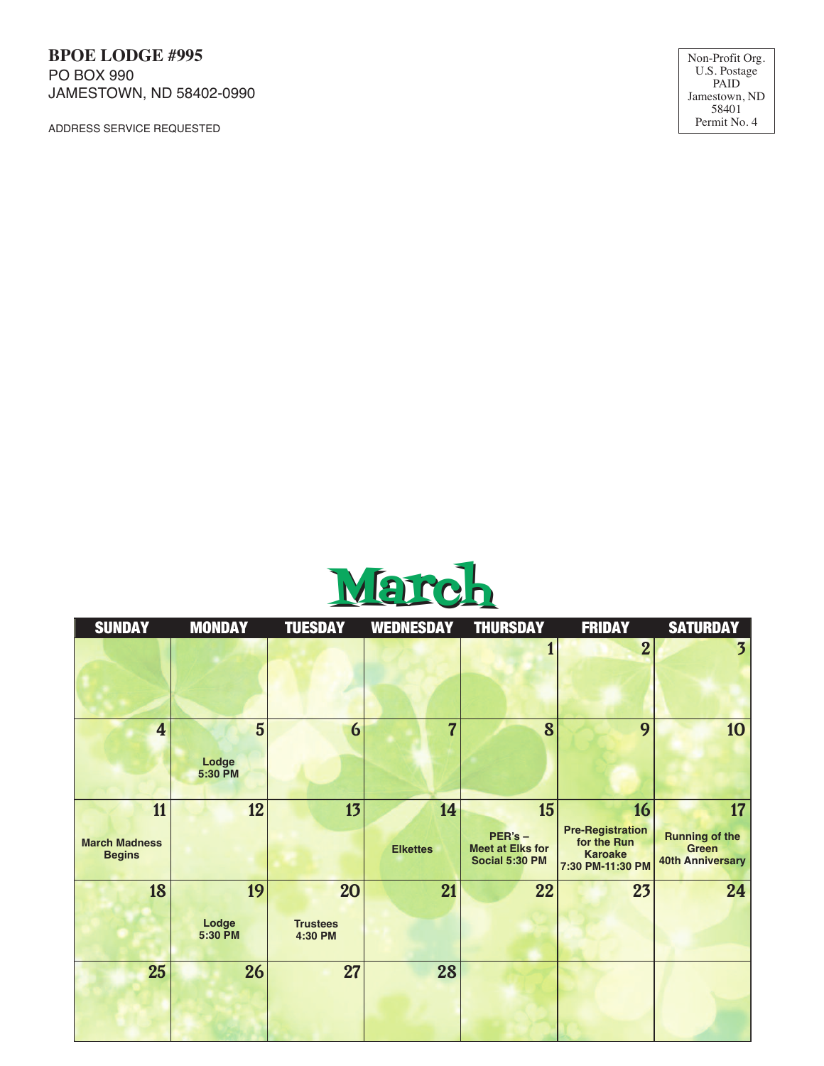**BPOE LODGE #995**
PO BOX 990
JAMESTOWN, ND 58402-0990

ADDRESS SERVICE REQUESTED

Non-Profit Org.
U.S. Postage
PAID
Jamestown, ND
58401
Permit No. 4

# March

| SUNDAY | MONDAY | TUESDAY | WEDNESDAY | THURSDAY | FRIDAY | SATURDAY |
|---|---|---|---|---|---|---|
| | | | | 1 | 2 | 3 |
| 4 | 5<br>**Lodge 5:30 PM** | 6 | 7 | 8 | 9 | 10 |
| 11<br>**March Madness Begins** | 12 | 13 | 14<br>**Elkettes** | 15<br>**PER's – Meet at Elks for Social 5:30 PM** | 16<br>**Pre-Registration for the Run Karoake 7:30 PM-11:30 PM** | 17<br>**Running of the Green 40th Anniversary** |
| 18 | 19<br>**Lodge 5:30 PM** | 20<br>**Trustees 4:30 PM** | 21 | 22 | 23 | 24 |
| 25 | 26 | 27 | 28 | | | |